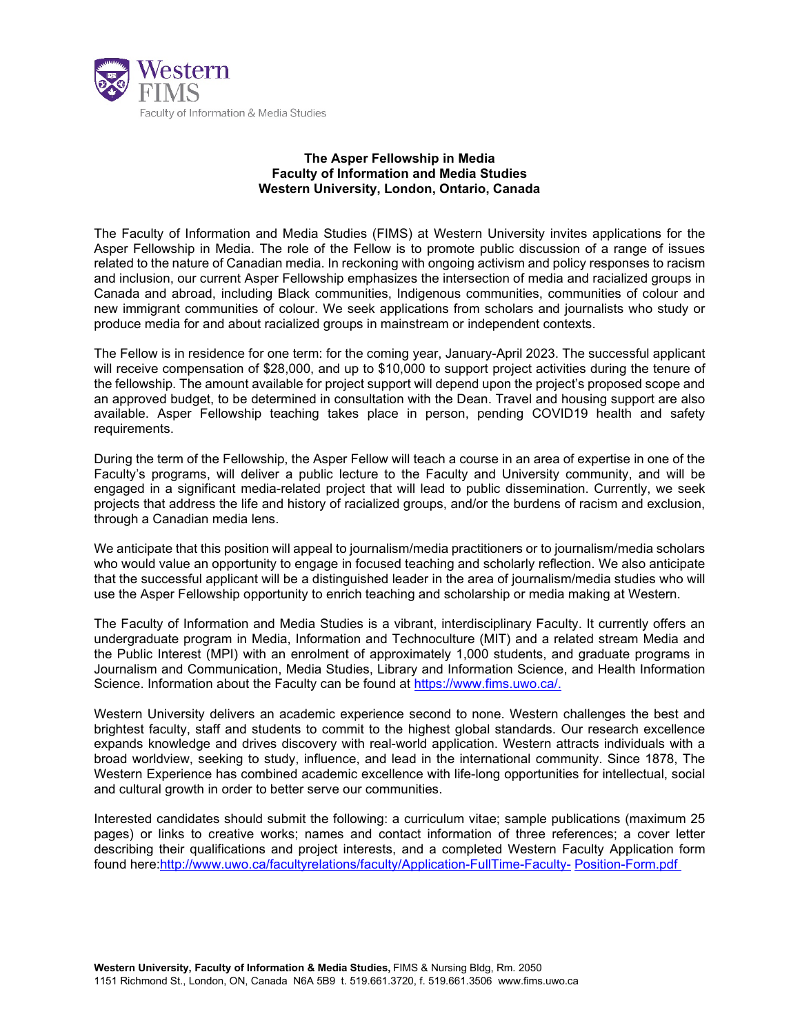Western FIMS
Faculty of Information & Media Studies

**The Asper Fellowship in Media**
**Faculty of Information and Media Studies**
**Western University, London, Ontario, Canada**

The Faculty of Information and Media Studies (FIMS) at Western University invites applications for the Asper Fellowship in Media. The role of the Fellow is to promote public discussion of a range of issues related to the nature of Canadian media. In reckoning with ongoing activism and policy responses to racism and inclusion, our current Asper Fellowship emphasizes the intersection of media and racialized groups in Canada and abroad, including Black communities, Indigenous communities, communities of colour and new immigrant communities of colour. We seek applications from scholars and journalists who study or produce media for and about racialized groups in mainstream or independent contexts.

The Fellow is in residence for one term: for the coming year, January-April 2023. The successful applicant will receive compensation of $28,000, and up to $10,000 to support project activities during the tenure of the fellowship. The amount available for project support will depend upon the project's proposed scope and an approved budget, to be determined in consultation with the Dean. Travel and housing support are also available. Asper Fellowship teaching takes place in person, pending COVID19 health and safety requirements.

During the term of the Fellowship, the Asper Fellow will teach a course in an area of expertise in one of the Faculty's programs, will deliver a public lecture to the Faculty and University community, and will be engaged in a significant media-related project that will lead to public dissemination. Currently, we seek projects that address the life and history of racialized groups, and/or the burdens of racism and exclusion, through a Canadian media lens.

We anticipate that this position will appeal to journalism/media practitioners or to journalism/media scholars who would value an opportunity to engage in focused teaching and scholarly reflection. We also anticipate that the successful applicant will be a distinguished leader in the area of journalism/media studies who will use the Asper Fellowship opportunity to enrich teaching and scholarship or media making at Western.

The Faculty of Information and Media Studies is a vibrant, interdisciplinary Faculty. It currently offers an undergraduate program in Media, Information and Technoculture (MIT) and a related stream Media and the Public Interest (MPI) with an enrolment of approximately 1,000 students, and graduate programs in Journalism and Communication, Media Studies, Library and Information Science, and Health Information Science. Information about the Faculty can be found at [https://www.fims.uwo.ca/.](https://www.fims.uwo.ca/)

Western University delivers an academic experience second to none. Western challenges the best and brightest faculty, staff and students to commit to the highest global standards. Our research excellence expands knowledge and drives discovery with real-world application. Western attracts individuals with a broad worldview, seeking to study, influence, and lead in the international community. Since 1878, The Western Experience has combined academic excellence with life-long opportunities for intellectual, social and cultural growth in order to better serve our communities.

Interested candidates should submit the following: a curriculum vitae; sample publications (maximum 25 pages) or links to creative works; names and contact information of three references; a cover letter describing their qualifications and project interests, and a completed Western Faculty Application form found here:[http://www.uwo.ca/facultyrelations/faculty/Application-FullTime-Faculty- Position-Form.pdf](http://www.uwo.ca/facultyrelations/faculty/Application-FullTime-Faculty-Position-Form.pdf)

**Western University, Faculty of Information & Media Studies,** FIMS & Nursing Bldg, Rm. 2050
1151 Richmond St., London, ON, Canada N6A 5B9 t. 519.661.3720, f. 519.661.3506 www.fims.uwo.ca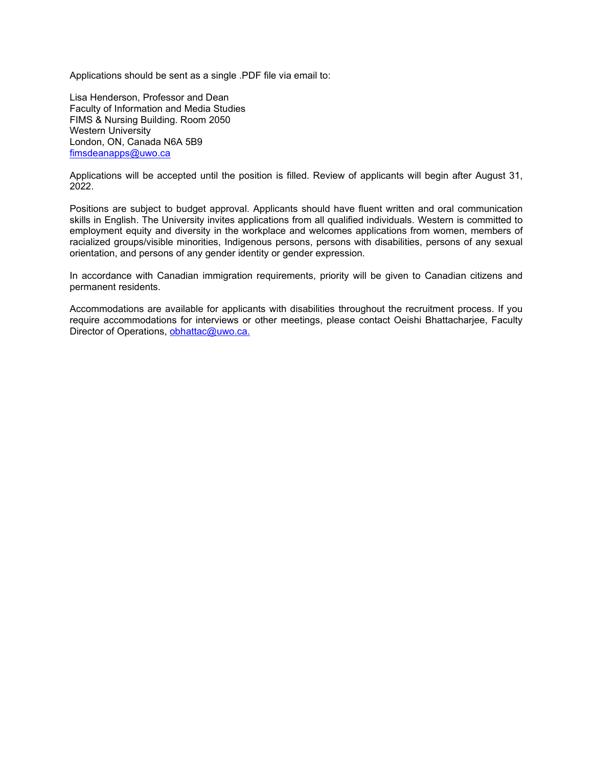Applications should be sent as a single .PDF file via email to:

Lisa Henderson, Professor and Dean  
Faculty of Information and Media Studies  
FIMS & Nursing Building. Room 2050  
Western University  
London, ON, Canada N6A 5B9  
[fimsdeanapps@uwo.ca](mailto:fimsdeanapps@uwo.ca)

Applications will be accepted until the position is filled. Review of applicants will begin after August 31, 2022.

Positions are subject to budget approval. Applicants should have fluent written and oral communication skills in English. The University invites applications from all qualified individuals. Western is committed to employment equity and diversity in the workplace and welcomes applications from women, members of racialized groups/visible minorities, Indigenous persons, persons with disabilities, persons of any sexual orientation, and persons of any gender identity or gender expression.

In accordance with Canadian immigration requirements, priority will be given to Canadian citizens and permanent residents.

Accommodations are available for applicants with disabilities throughout the recruitment process. If you require accommodations for interviews or other meetings, please contact Oeishi Bhattacharjee, Faculty Director of Operations, [obhattac@uwo.ca.](mailto:obhattac@uwo.ca)